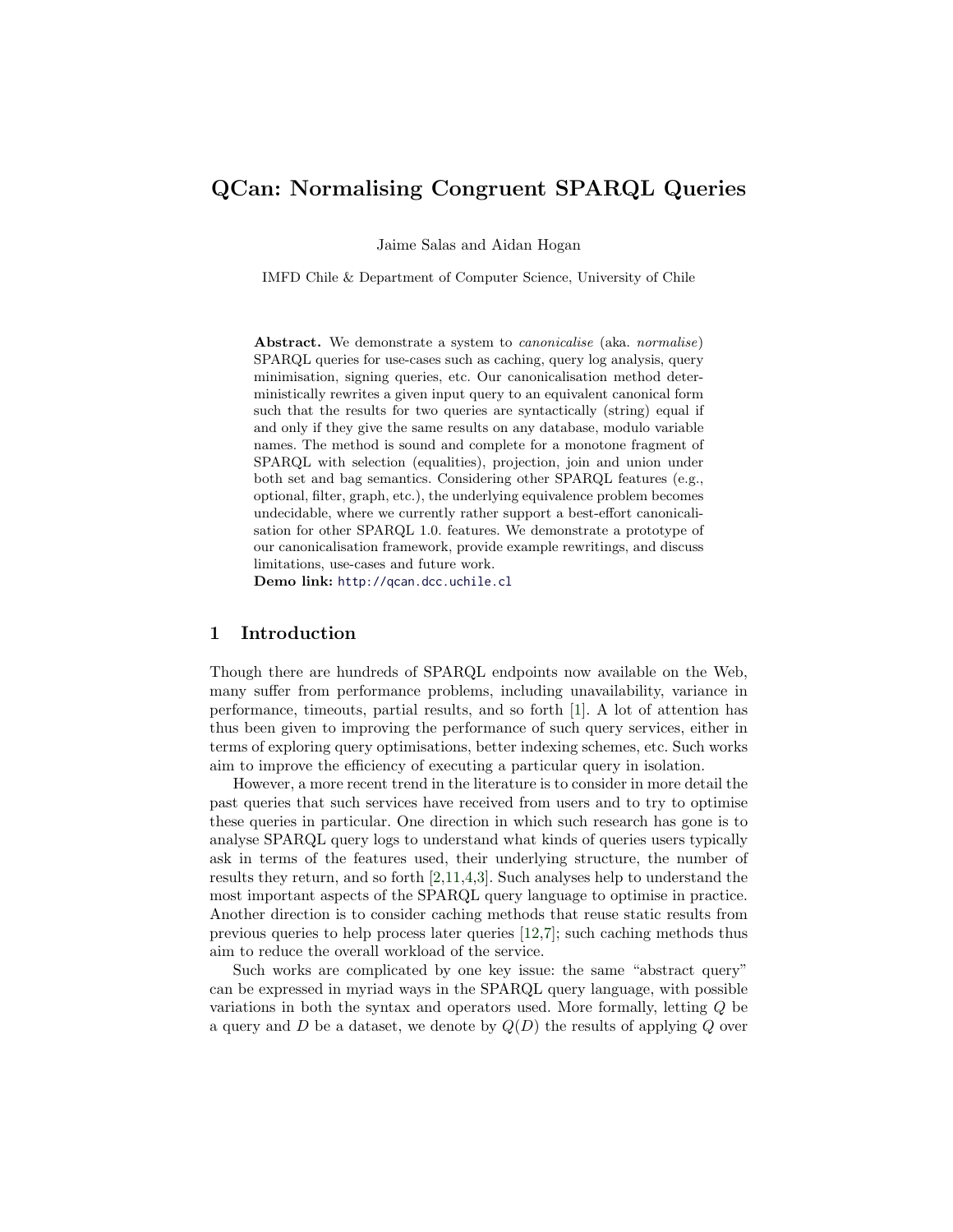# QCan: Normalising Congruent SPARQL Queries

Jaime Salas and Aidan Hogan

IMFD Chile & Department of Computer Science, University of Chile

**Abstract.** We demonstrate a system to *canonicalise* (aka. *normalise*) SPARQL queries for use-cases such as caching, query log analysis, query minimisation, signing queries, etc. Our canonicalisation method deterministically rewrites a given input query to an equivalent canonical form such that the results for two queries are syntactically (string) equal if and only if they give the same results on any database, modulo variable names. The method is sound and complete for a monotone fragment of SPARQL with selection (equalities), projection, join and union under both set and bag semantics. Considering other SPARQL features (e.g., optional, filter, graph, etc.), the underlying equivalence problem becomes undecidable, where we currently rather support a best-effort canonicalisation for other SPARQL 1.0. features. We demonstrate a prototype of our canonicalisation framework, provide example rewritings, and discuss limitations, use-cases and future work.
**Demo link:** http://qcan.dcc.uchile.cl

## 1 Introduction

Though there are hundreds of SPARQL endpoints now available on the Web, many suffer from performance problems, including unavailability, variance in performance, timeouts, partial results, and so forth [1]. A lot of attention has thus been given to improving the performance of such query services, either in terms of exploring query optimisations, better indexing schemes, etc. Such works aim to improve the efficiency of executing a particular query in isolation.

However, a more recent trend in the literature is to consider in more detail the past queries that such services have received from users and to try to optimise these queries in particular. One direction in which such research has gone is to analyse SPARQL query logs to understand what kinds of queries users typically ask in terms of the features used, their underlying structure, the number of results they return, and so forth [2,11,4,3]. Such analyses help to understand the most important aspects of the SPARQL query language to optimise in practice. Another direction is to consider caching methods that reuse static results from previous queries to help process later queries [12,7]; such caching methods thus aim to reduce the overall workload of the service.

Such works are complicated by one key issue: the same "abstract query" can be expressed in myriad ways in the SPARQL query language, with possible variations in both the syntax and operators used. More formally, letting $Q$ be a query and $D$ be a dataset, we denote by $Q(D)$ the results of applying $Q$ over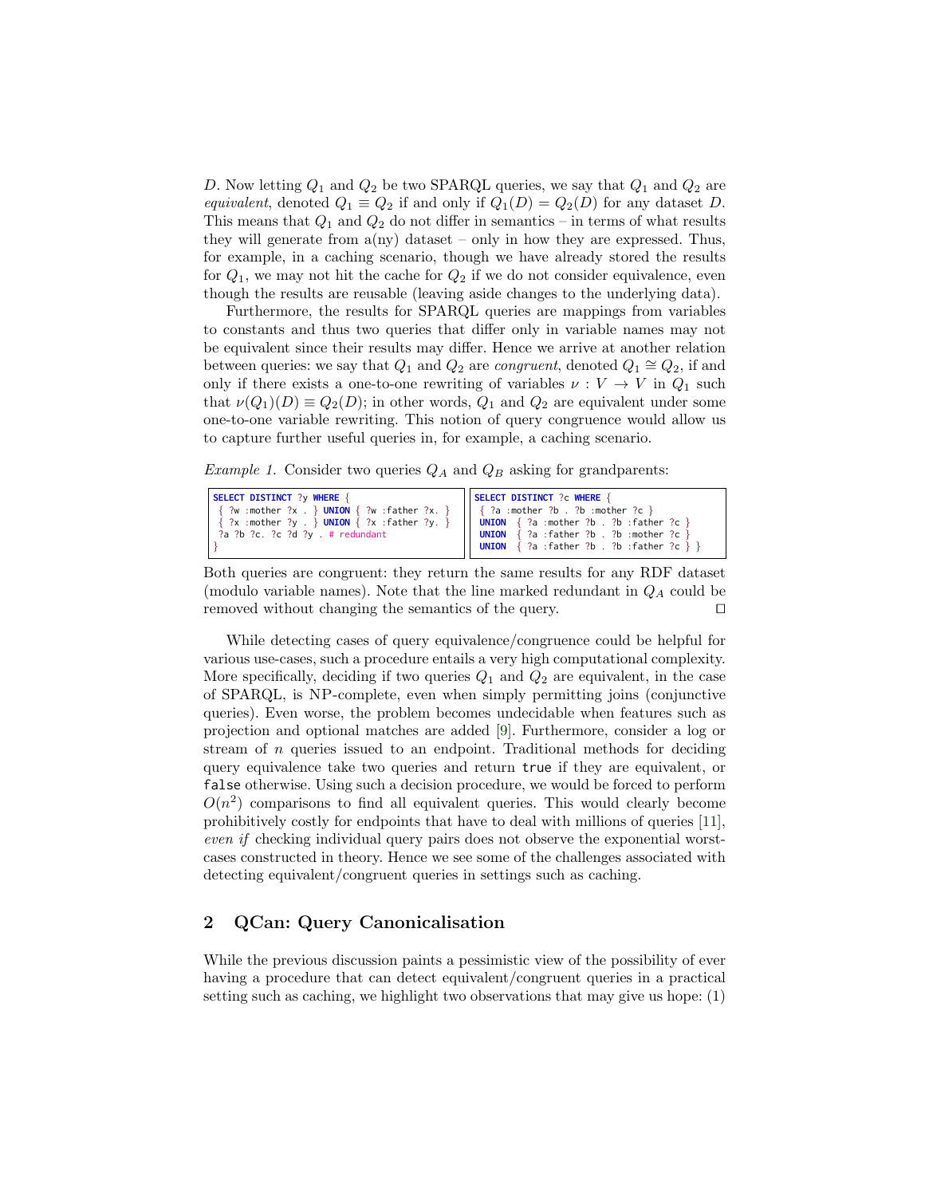$D$. Now letting $Q_1$ and $Q_2$ be two SPARQL queries, we say that $Q_1$ and $Q_2$ are *equivalent*, denoted $Q_1 \equiv Q_2$ if and only if $Q_1(D) = Q_2(D)$ for any dataset $D$. This means that $Q_1$ and $Q_2$ do not differ in semantics – in terms of what results they will generate from a(ny) dataset – only in how they are expressed. Thus, for example, in a caching scenario, though we have already stored the results for $Q_1$, we may not hit the cache for $Q_2$ if we do not consider equivalence, even though the results are reusable (leaving aside changes to the underlying data).

Furthermore, the results for SPARQL queries are mappings from variables to constants and thus two queries that differ only in variable names may not be equivalent since their results may differ. Hence we arrive at another relation between queries: we say that $Q_1$ and $Q_2$ are *congruent*, denoted $Q_1 \cong Q_2$, if and only if there exists a one-to-one rewriting of variables $\nu : V \to V$ in $Q_1$ such that $\nu(Q_1)(D) \equiv Q_2(D)$; in other words, $Q_1$ and $Q_2$ are equivalent under some one-to-one variable rewriting. This notion of query congruence would allow us to capture further useful queries in, for example, a caching scenario.

*Example 1.* Consider two queries $Q_A$ and $Q_B$ asking for grandparents:

```
SELECT DISTINCT ?y WHERE {
 { ?w :mother ?x . } UNION { ?w :father ?x. }
 { ?x :mother ?y . } UNION { ?x :father ?y. }
 ?a ?b ?c. ?c ?d ?y . # redundant
}
```

```
SELECT DISTINCT ?c WHERE {
 { ?a :mother ?b . ?b :mother ?c }
 UNION  { ?a :mother ?b . ?b :father ?c }
 UNION  { ?a :father ?b . ?b :mother ?c }
 UNION  { ?a :father ?b . ?b :father ?c } }
```

Both queries are congruent: they return the same results for any RDF dataset (modulo variable names). Note that the line marked redundant in $Q_A$ could be removed without changing the semantics of the query. □

While detecting cases of query equivalence/congruence could be helpful for various use-cases, such a procedure entails a very high computational complexity. More specifically, deciding if two queries $Q_1$ and $Q_2$ are equivalent, in the case of SPARQL, is NP-complete, even when simply permitting joins (conjunctive queries). Even worse, the problem becomes undecidable when features such as projection and optional matches are added [9]. Furthermore, consider a log or stream of $n$ queries issued to an endpoint. Traditional methods for deciding query equivalence take two queries and return `true` if they are equivalent, or `false` otherwise. Using such a decision procedure, we would be forced to perform $O(n^2)$ comparisons to find all equivalent queries. This would clearly become prohibitively costly for endpoints that have to deal with millions of queries [11], *even if* checking individual query pairs does not observe the exponential worst-cases constructed in theory. Hence we see some of the challenges associated with detecting equivalent/congruent queries in settings such as caching.

## 2 QCan: Query Canonicalisation

While the previous discussion paints a pessimistic view of the possibility of ever having a procedure that can detect equivalent/congruent queries in a practical setting such as caching, we highlight two observations that may give us hope: (1)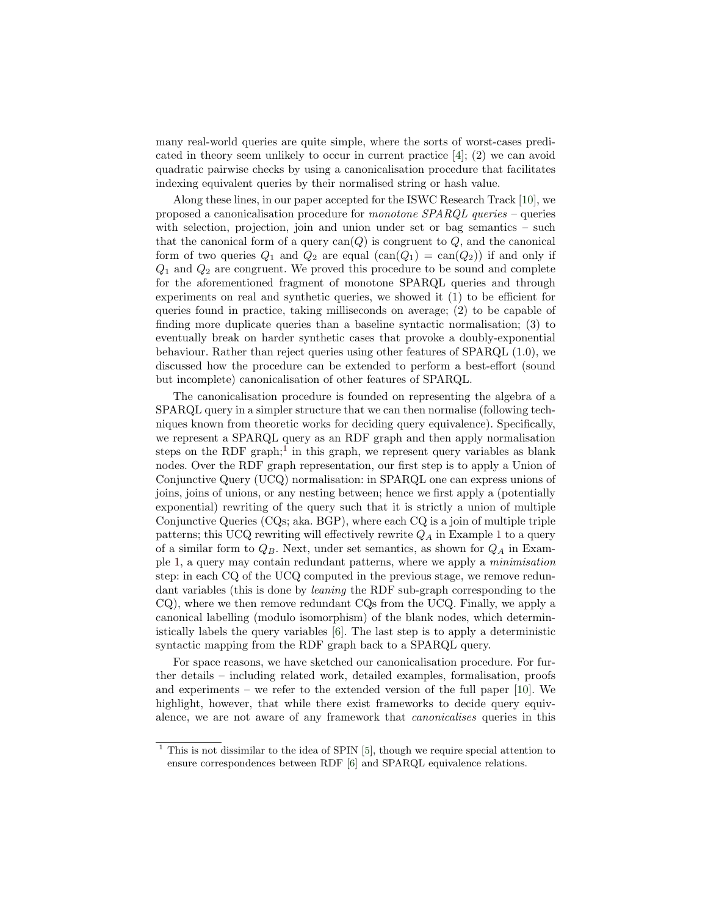many real-world queries are quite simple, where the sorts of worst-cases predicated in theory seem unlikely to occur in current practice [4]; (2) we can avoid quadratic pairwise checks by using a canonicalisation procedure that facilitates indexing equivalent queries by their normalised string or hash value.

Along these lines, in our paper accepted for the ISWC Research Track [10], we proposed a canonicalisation procedure for *monotone SPARQL queries* – queries with selection, projection, join and union under set or bag semantics – such that the canonical form of a query $\text{can}(Q)$ is congruent to $Q$, and the canonical form of two queries $Q_1$ and $Q_2$ are equal ($\text{can}(Q_1) = \text{can}(Q_2)$) if and only if $Q_1$ and $Q_2$ are congruent. We proved this procedure to be sound and complete for the aforementioned fragment of monotone SPARQL queries and through experiments on real and synthetic queries, we showed it (1) to be efficient for queries found in practice, taking milliseconds on average; (2) to be capable of finding more duplicate queries than a baseline syntactic normalisation; (3) to eventually break on harder synthetic cases that provoke a doubly-exponential behaviour. Rather than reject queries using other features of SPARQL (1.0), we discussed how the procedure can be extended to perform a best-effort (sound but incomplete) canonicalisation of other features of SPARQL.

The canonicalisation procedure is founded on representing the algebra of a SPARQL query in a simpler structure that we can then normalise (following techniques known from theoretic works for deciding query equivalence). Specifically, we represent a SPARQL query as an RDF graph and then apply normalisation steps on the RDF graph;[1] in this graph, we represent query variables as blank nodes. Over the RDF graph representation, our first step is to apply a Union of Conjunctive Query (UCQ) normalisation: in SPARQL one can express unions of joins, joins of unions, or any nesting between; hence we first apply a (potentially exponential) rewriting of the query such that it is strictly a union of multiple Conjunctive Queries (CQs; aka. BGP), where each CQ is a join of multiple triple patterns; this UCQ rewriting will effectively rewrite $Q_A$ in Example 1 to a query of a similar form to $Q_B$. Next, under set semantics, as shown for $Q_A$ in Example 1, a query may contain redundant patterns, where we apply a *minimisation* step: in each CQ of the UCQ computed in the previous stage, we remove redundant variables (this is done by *leaning* the RDF sub-graph corresponding to the CQ), where we then remove redundant CQs from the UCQ. Finally, we apply a canonical labelling (modulo isomorphism) of the blank nodes, which deterministically labels the query variables [6]. The last step is to apply a deterministic syntactic mapping from the RDF graph back to a SPARQL query.

For space reasons, we have sketched our canonicalisation procedure. For further details – including related work, detailed examples, formalisation, proofs and experiments – we refer to the extended version of the full paper [10]. We highlight, however, that while there exist frameworks to decide query equivalence, we are not aware of any framework that *canonicalises* queries in this

[1] This is not dissimilar to the idea of SPIN [5], though we require special attention to ensure correspondences between RDF [6] and SPARQL equivalence relations.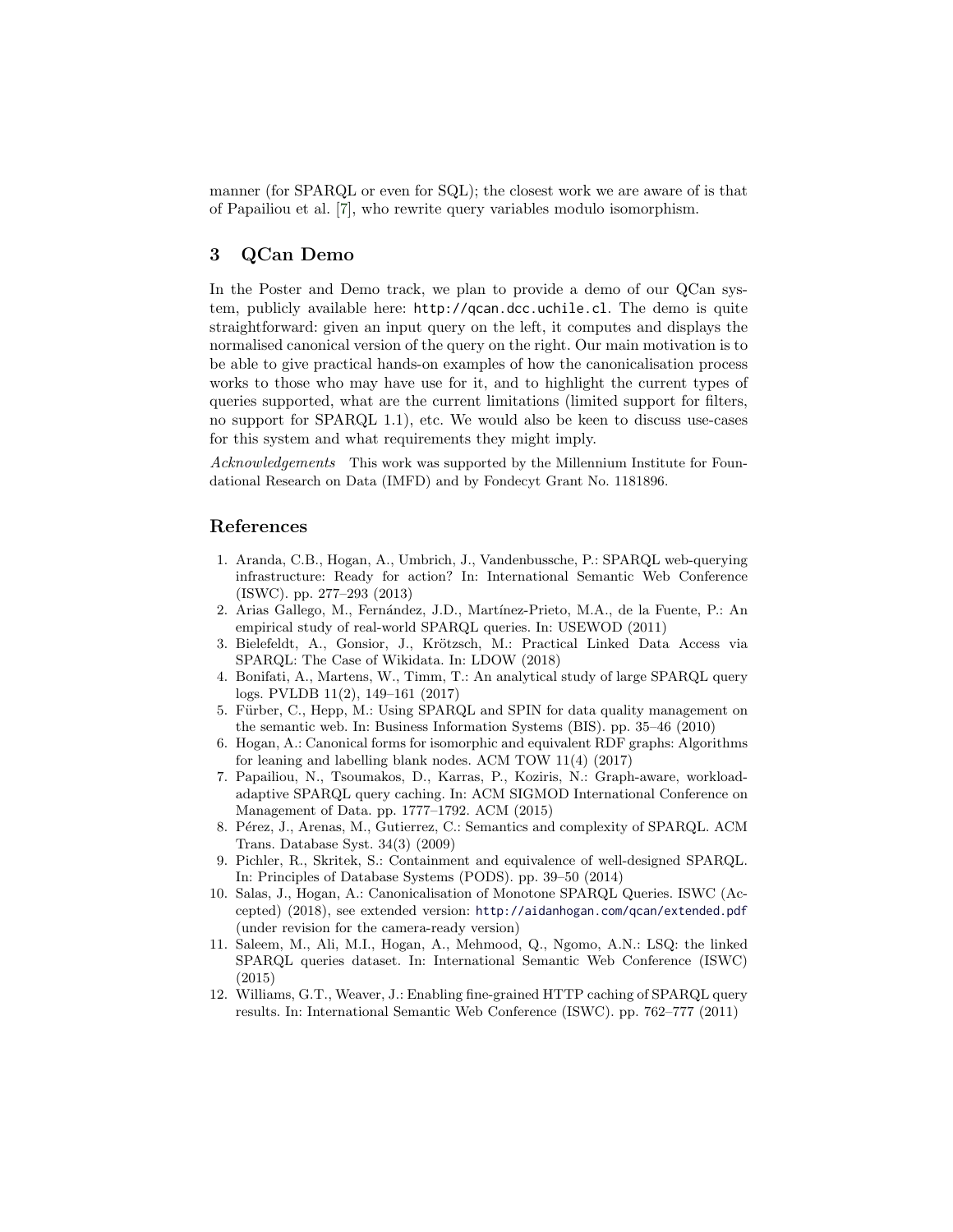manner (for SPARQL or even for SQL); the closest work we are aware of is that of Papailiou et al. [7], who rewrite query variables modulo isomorphism.

## 3 QCan Demo

In the Poster and Demo track, we plan to provide a demo of our QCan system, publicly available here: http://qcan.dcc.uchile.cl. The demo is quite straightforward: given an input query on the left, it computes and displays the normalised canonical version of the query on the right. Our main motivation is to be able to give practical hands-on examples of how the canonicalisation process works to those who may have use for it, and to highlight the current types of queries supported, what are the current limitations (limited support for filters, no support for SPARQL 1.1), etc. We would also be keen to discuss use-cases for this system and what requirements they might imply.

*Acknowledgements* This work was supported by the Millennium Institute for Foundational Research on Data (IMFD) and by Fondecyt Grant No. 1181896.

## References

1. Aranda, C.B., Hogan, A., Umbrich, J., Vandenbussche, P.: SPARQL web-querying infrastructure: Ready for action? In: International Semantic Web Conference (ISWC). pp. 277–293 (2013)
2. Arias Gallego, M., Fernández, J.D., Martínez-Prieto, M.A., de la Fuente, P.: An empirical study of real-world SPARQL queries. In: USEWOD (2011)
3. Bielefeldt, A., Gonsior, J., Krötzsch, M.: Practical Linked Data Access via SPARQL: The Case of Wikidata. In: LDOW (2018)
4. Bonifati, A., Martens, W., Timm, T.: An analytical study of large SPARQL query logs. PVLDB 11(2), 149–161 (2017)
5. Fürber, C., Hepp, M.: Using SPARQL and SPIN for data quality management on the semantic web. In: Business Information Systems (BIS). pp. 35–46 (2010)
6. Hogan, A.: Canonical forms for isomorphic and equivalent RDF graphs: Algorithms for leaning and labelling blank nodes. ACM TOW 11(4) (2017)
7. Papailiou, N., Tsoumakos, D., Karras, P., Koziris, N.: Graph-aware, workload-adaptive SPARQL query caching. In: ACM SIGMOD International Conference on Management of Data. pp. 1777–1792. ACM (2015)
8. Pérez, J., Arenas, M., Gutierrez, C.: Semantics and complexity of SPARQL. ACM Trans. Database Syst. 34(3) (2009)
9. Pichler, R., Skritek, S.: Containment and equivalence of well-designed SPARQL. In: Principles of Database Systems (PODS). pp. 39–50 (2014)
10. Salas, J., Hogan, A.: Canonicalisation of Monotone SPARQL Queries. ISWC (Accepted) (2018), see extended version: http://aidanhogan.com/qcan/extended.pdf (under revision for the camera-ready version)
11. Saleem, M., Ali, M.I., Hogan, A., Mehmood, Q., Ngomo, A.N.: LSQ: the linked SPARQL queries dataset. In: International Semantic Web Conference (ISWC) (2015)
12. Williams, G.T., Weaver, J.: Enabling fine-grained HTTP caching of SPARQL query results. In: International Semantic Web Conference (ISWC). pp. 762–777 (2011)